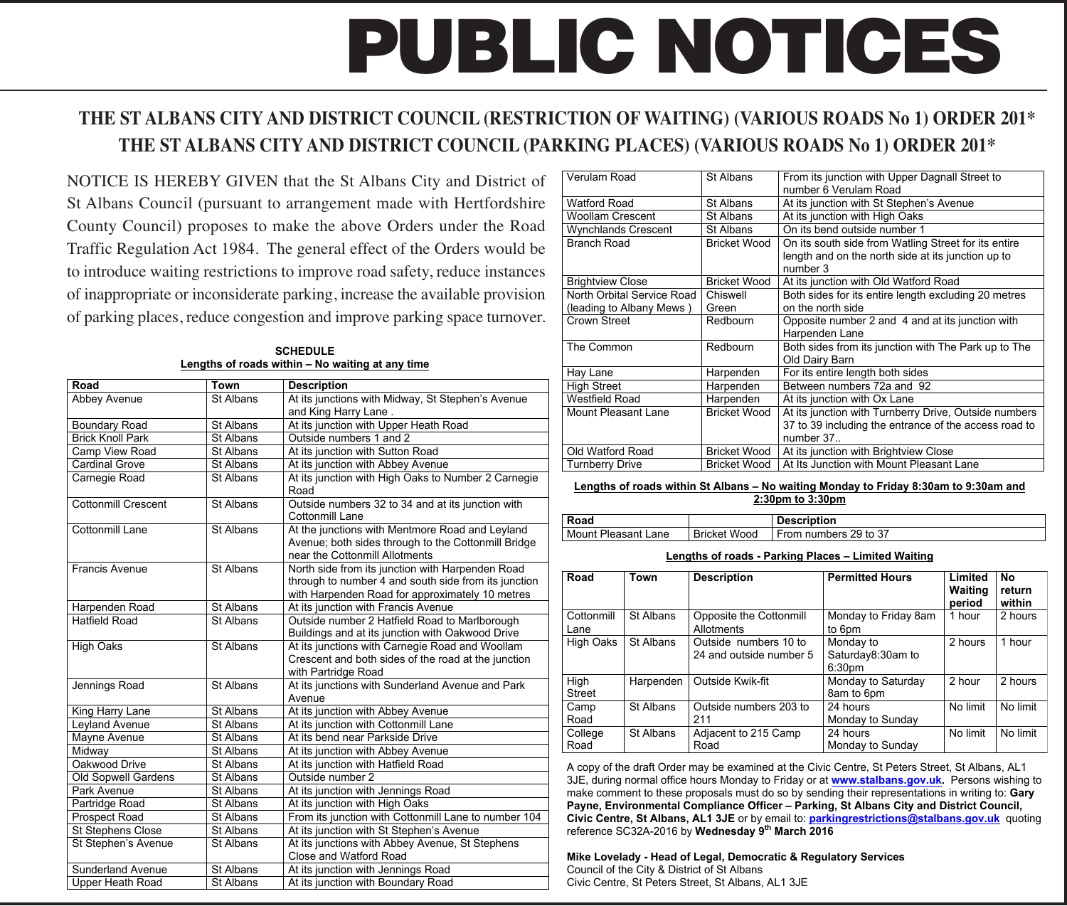# PUBLIC NOTICES

## THE ST ALBANS CITY AND DISTRICT COUNCIL (RESTRICTION OF WAITING) (VARIOUS ROADS No 1) ORDER 201*
## THE ST ALBANS CITY AND DISTRICT COUNCIL (PARKING PLACES) (VARIOUS ROADS No 1) ORDER 201*

NOTICE IS HEREBY GIVEN that the St Albans City and District of St Albans Council (pursuant to arrangement made with Hertfordshire County Council) proposes to make the above Orders under the Road Traffic Regulation Act 1984. The general effect of the Orders would be to introduce waiting restrictions to improve road safety, reduce instances of inappropriate or inconsiderate parking, increase the available provision of parking places, reduce congestion and improve parking space turnover.

**SCHEDULE**

**Lengths of roads within – No waiting at any time**

| Road | Town | Description |
|---|---|---|
| Abbey Avenue | St Albans | At its junctions with Midway, St Stephen's Avenue and King Harry Lane . |
| Boundary Road | St Albans | At its junction with Upper Heath Road |
| Brick Knoll Park | St Albans | Outside numbers 1 and 2 |
| Camp View Road | St Albans | At its junction with Sutton Road |
| Cardinal Grove | St Albans | At its junction with Abbey Avenue |
| Carnegie Road | St Albans | At its junction with High Oaks to Number 2 Carnegie Road |
| Cottonmill Crescent | St Albans | Outside numbers 32 to 34 and at its junction with Cottonmill Lane |
| Cottonmill Lane | St Albans | At the junctions with Mentmore Road and Leyland Avenue; both sides through to the Cottonmill Bridge near the Cottonmill Allotments |
| Francis Avenue | St Albans | North side from its junction with Harpenden Road through to number 4 and south side from its junction with Harpenden Road for approximately 10 metres |
| Harpenden Road | St Albans | At its junction with Francis Avenue |
| Hatfield Road | St Albans | Outside number 2 Hatfield Road to Marlborough Buildings and at its junction with Oakwood Drive |
| High Oaks | St Albans | At its junctions with Carnegie Road and Woollam Crescent and both sides of the road at the junction with Partridge Road |
| Jennings Road | St Albans | At its junctions with Sunderland Avenue and Park Avenue |
| King Harry Lane | St Albans | At its junction with Abbey Avenue |
| Leyland Avenue | St Albans | At its junction with Cottonmill Lane |
| Mayne Avenue | St Albans | At its bend near Parkside Drive |
| Midway | St Albans | At its junction with Abbey Avenue |
| Oakwood Drive | St Albans | At its junction with Hatfield Road |
| Old Sopwell Gardens | St Albans | Outside number 2 |
| Park Avenue | St Albans | At its junction with Jennings Road |
| Partridge Road | St Albans | At its junction with High Oaks |
| Prospect Road | St Albans | From its junction with Cottonmill Lane to number 104 |
| St Stephens Close | St Albans | At its junction with St Stephen's Avenue |
| St Stephen's Avenue | St Albans | At its junctions with Abbey Avenue, St Stephens Close and Watford Road |
| Sunderland Avenue | St Albans | At its junction with Jennings Road |
| Upper Heath Road | St Albans | At its junction with Boundary Road |
| Verulam Road | St Albans | From its junction with Upper Dagnall Street to number 6 Verulam Road |
| Watford Road | St Albans | At its junction with St Stephen's Avenue |
| Woollam Crescent | St Albans | At its junction with High Oaks |
| Wynchlands Crescent | St Albans | On its bend outside number 1 |
| Branch Road | Bricket Wood | On its south side from Watling Street for its entire length and on the north side at its junction up to number 3 |
| Brightview Close | Bricket Wood | At its junction with Old Watford Road |
| North Orbital Service Road (leading to Albany Mews ) | Chiswell Green | Both sides for its entire length excluding 20 metres on the north side |
| Crown Street | Redbourn | Opposite number 2 and 4 and at its junction with Harpenden Lane |
| The Common | Redbourn | Both sides from its junction with The Park up to The Old Dairy Barn |
| Hay Lane | Harpenden | For its entire length both sides |
| High Street | Harpenden | Between numbers 72a and 92 |
| Westfield Road | Harpenden | At its junction with Ox Lane |
| Mount Pleasant Lane | Bricket Wood | At its junction with Turnberry Drive, Outside numbers 37 to 39 including the entrance of the access road to number 37.. |
| Old Watford Road | Bricket Wood | At its junction with Brightview Close |
| Turnberry Drive | Bricket Wood | At Its Junction with Mount Pleasant Lane |

**Lengths of roads within St Albans – No waiting Monday to Friday 8:30am to 9:30am and 2:30pm to 3:30pm**

| Road | | Description |
|---|---|---|
| Mount Pleasant Lane | Bricket Wood | From numbers 29 to 37 |

**Lengths of roads - Parking Places – Limited Waiting**

| Road | Town | Description | Permitted Hours | Limited Waiting period | No return within |
|---|---|---|---|---|---|
| Cottonmill Lane | St Albans | Opposite the Cottonmill Allotments | Monday to Friday 8am to 6pm | 1 hour | 2 hours |
| High Oaks | St Albans | Outside numbers 10 to 24 and outside number 5 | Monday to Saturday8:30am to 6:30pm | 2 hours | 1 hour |
| High Street | Harpenden | Outside Kwik-fit | Monday to Saturday 8am to 6pm | 2 hour | 2 hours |
| Camp Road | St Albans | Outside numbers 203 to 211 | 24 hours Monday to Sunday | No limit | No limit |
| College Road | St Albans | Adjacent to 215 Camp Road | 24 hours Monday to Sunday | No limit | No limit |

A copy of the draft Order may be examined at the Civic Centre, St Peters Street, St Albans, AL1 3JE, during normal office hours Monday to Friday or at **www.stalbans.gov.uk**. Persons wishing to make comment to these proposals must do so by sending their representations in writing to: **Gary Payne, Environmental Compliance Officer – Parking, St Albans City and District Council, Civic Centre, St Albans, AL1 3JE** or by email to: **parkingrestrictions@stalbans.gov.uk** quoting reference SC32A-2016 by **Wednesday 9th March 2016**

**Mike Lovelady - Head of Legal, Democratic & Regulatory Services**
Council of the City & District of St Albans
Civic Centre, St Peters Street, St Albans, AL1 3JE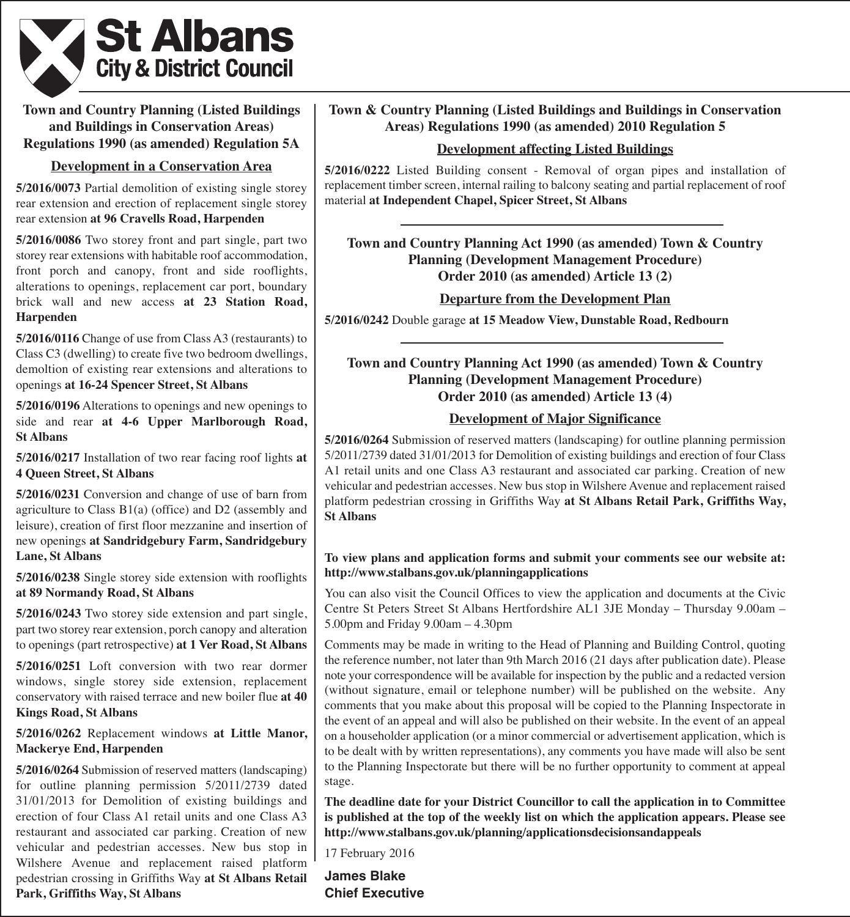# St Albans
## City & District Council

### Town and Country Planning (Listed Buildings and Buildings in Conservation Areas) Regulations 1990 (as amended) Regulation 5A

**Development in a Conservation Area**

**5/2016/0073** Partial demolition of existing single storey rear extension and erection of replacement single storey rear extension **at 96 Cravells Road, Harpenden**

**5/2016/0086** Two storey front and part single, part two storey rear extensions with habitable roof accommodation, front porch and canopy, front and side rooflights, alterations to openings, replacement car port, boundary brick wall and new access **at 23 Station Road, Harpenden**

**5/2016/0116** Change of use from Class A3 (restaurants) to Class C3 (dwelling) to create five two bedroom dwellings, demoltion of existing rear extensions and alterations to openings **at 16-24 Spencer Street, St Albans**

**5/2016/0196** Alterations to openings and new openings to side and rear **at 4-6 Upper Marlborough Road, St Albans**

**5/2016/0217** Installation of two rear facing roof lights **at 4 Queen Street, St Albans**

**5/2016/0231** Conversion and change of use of barn from agriculture to Class B1(a) (office) and D2 (assembly and leisure), creation of first floor mezzanine and insertion of new openings **at Sandridgebury Farm, Sandridgebury Lane, St Albans**

**5/2016/0238** Single storey side extension with rooflights **at 89 Normandy Road, St Albans**

**5/2016/0243** Two storey side extension and part single, part two storey rear extension, porch canopy and alteration to openings (part retrospective) **at 1 Ver Road, St Albans**

**5/2016/0251** Loft conversion with two rear dormer windows, single storey side extension, replacement conservatory with raised terrace and new boiler flue **at 40 Kings Road, St Albans**

**5/2016/0262** Replacement windows **at Little Manor, Mackerye End, Harpenden**

**5/2016/0264** Submission of reserved matters (landscaping) for outline planning permission 5/2011/2739 dated 31/01/2013 for Demolition of existing buildings and erection of four Class A1 retail units and one Class A3 restaurant and associated car parking. Creation of new vehicular and pedestrian accesses. New bus stop in Wilshere Avenue and replacement raised platform pedestrian crossing in Griffiths Way **at St Albans Retail Park, Griffiths Way, St Albans**

### Town & Country Planning (Listed Buildings and Buildings in Conservation Areas) Regulations 1990 (as amended) 2010 Regulation 5

**Development affecting Listed Buildings**

**5/2016/0222** Listed Building consent - Removal of organ pipes and installation of replacement timber screen, internal railing to balcony seating and partial replacement of roof material **at Independent Chapel, Spicer Street, St Albans**

---

### Town and Country Planning Act 1990 (as amended) Town & Country Planning (Development Management Procedure) Order 2010 (as amended) Article 13 (2)

**Departure from the Development Plan**

**5/2016/0242** Double garage **at 15 Meadow View, Dunstable Road, Redbourn**

---

### Town and Country Planning Act 1990 (as amended) Town & Country Planning (Development Management Procedure) Order 2010 (as amended) Article 13 (4)

**Development of Major Significance**

**5/2016/0264** Submission of reserved matters (landscaping) for outline planning permission 5/2011/2739 dated 31/01/2013 for Demolition of existing buildings and erection of four Class A1 retail units and one Class A3 restaurant and associated car parking. Creation of new vehicular and pedestrian accesses. New bus stop in Wilshere Avenue and replacement raised platform pedestrian crossing in Griffiths Way **at St Albans Retail Park, Griffiths Way, St Albans**

**To view plans and application forms and submit your comments see our website at: http://www.stalbans.gov.uk/planningapplications**

You can also visit the Council Offices to view the application and documents at the Civic Centre St Peters Street St Albans Hertfordshire AL1 3JE Monday – Thursday 9.00am – 5.00pm and Friday 9.00am – 4.30pm

Comments may be made in writing to the Head of Planning and Building Control, quoting the reference number, not later than 9th March 2016 (21 days after publication date). Please note your correspondence will be available for inspection by the public and a redacted version (without signature, email or telephone number) will be published on the website. Any comments that you make about this proposal will be copied to the Planning Inspectorate in the event of an appeal and will also be published on their website. In the event of an appeal on a householder application (or a minor commercial or advertisement application, which is to be dealt with by written representations), any comments you have made will also be sent to the Planning Inspectorate but there will be no further opportunity to comment at appeal stage.

**The deadline date for your District Councillor to call the application in to Committee is published at the top of the weekly list on which the application appears. Please see http://www.stalbans.gov.uk/planning/applicationsdecisionsandappeals**

17 February 2016

**James Blake**
**Chief Executive**